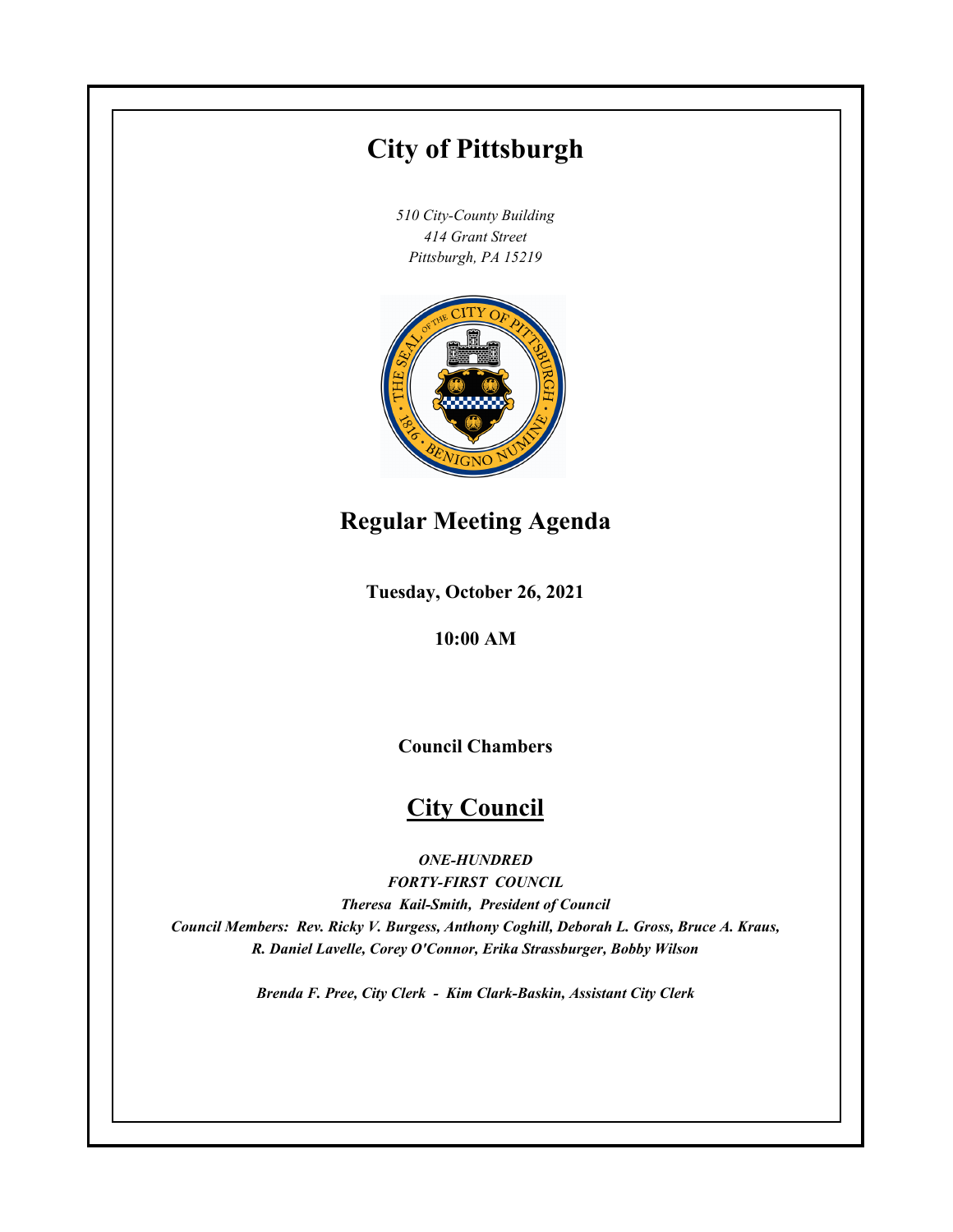# City of Pittsburgh

*510 City-County Building*
*414 Grant Street*
*Pittsburgh, PA 15219*

## Regular Meeting Agenda

**Tuesday, October 26, 2021**

**10:00 AM**

**Council Chambers**

## City Council

***ONE-HUNDRED***
***FORTY-FIRST COUNCIL***
***Theresa Kail-Smith, President of Council***
***Council Members: Rev. Ricky V. Burgess, Anthony Coghill, Deborah L. Gross, Bruce A. Kraus, R. Daniel Lavelle, Corey O'Connor, Erika Strassburger, Bobby Wilson***

***Brenda F. Pree, City Clerk - Kim Clark-Baskin, Assistant City Clerk***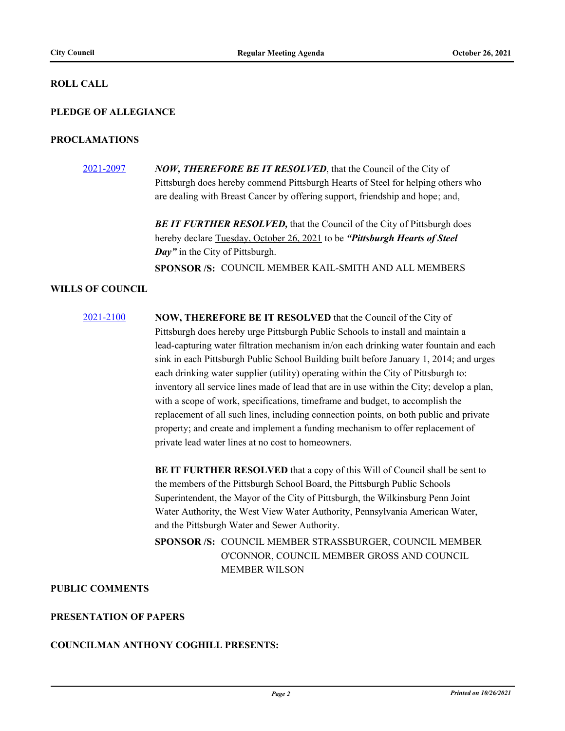**ROLL CALL**

**PLEDGE OF ALLEGIANCE**

**PROCLAMATIONS**

2021-2097 ***NOW, THEREFORE BE IT RESOLVED***, that the Council of the City of Pittsburgh does hereby commend Pittsburgh Hearts of Steel for helping others who are dealing with Breast Cancer by offering support, friendship and hope; and,

***BE IT FURTHER RESOLVED,*** that the Council of the City of Pittsburgh does hereby declare Tuesday, October 26, 2021 to be ***"Pittsburgh Hearts of Steel Day"*** in the City of Pittsburgh.

**SPONSOR /S:** COUNCIL MEMBER KAIL-SMITH AND ALL MEMBERS

**WILLS OF COUNCIL**

2021-2100 **NOW, THEREFORE BE IT RESOLVED** that the Council of the City of Pittsburgh does hereby urge Pittsburgh Public Schools to install and maintain a lead-capturing water filtration mechanism in/on each drinking water fountain and each sink in each Pittsburgh Public School Building built before January 1, 2014; and urges each drinking water supplier (utility) operating within the City of Pittsburgh to: inventory all service lines made of lead that are in use within the City; develop a plan, with a scope of work, specifications, timeframe and budget, to accomplish the replacement of all such lines, including connection points, on both public and private property; and create and implement a funding mechanism to offer replacement of private lead water lines at no cost to homeowners.

**BE IT FURTHER RESOLVED** that a copy of this Will of Council shall be sent to the members of the Pittsburgh School Board, the Pittsburgh Public Schools Superintendent, the Mayor of the City of Pittsburgh, the Wilkinsburg Penn Joint Water Authority, the West View Water Authority, Pennsylvania American Water, and the Pittsburgh Water and Sewer Authority.

**SPONSOR /S:** COUNCIL MEMBER STRASSBURGER, COUNCIL MEMBER O'CONNOR, COUNCIL MEMBER GROSS AND COUNCIL MEMBER WILSON

**PUBLIC COMMENTS**

**PRESENTATION OF PAPERS**

**COUNCILMAN ANTHONY COGHILL PRESENTS:**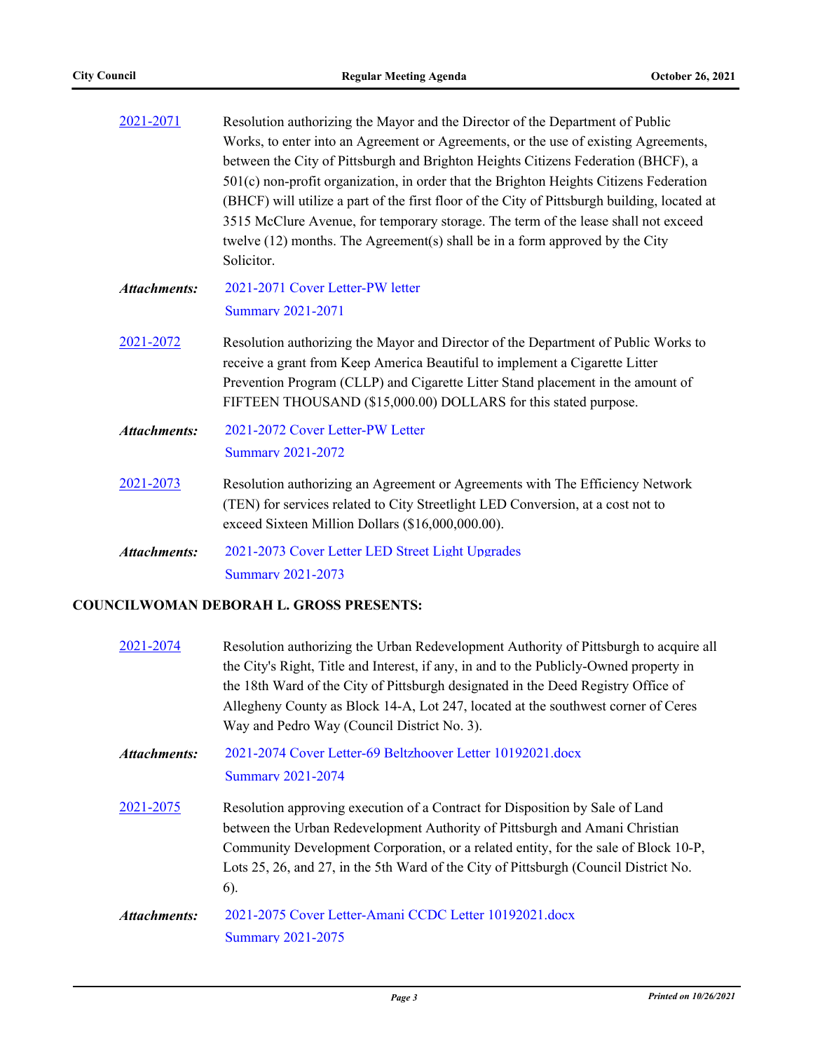2021-2071 Resolution authorizing the Mayor and the Director of the Department of Public Works, to enter into an Agreement or Agreements, or the use of existing Agreements, between the City of Pittsburgh and Brighton Heights Citizens Federation (BHCF), a 501(c) non-profit organization, in order that the Brighton Heights Citizens Federation (BHCF) will utilize a part of the first floor of the City of Pittsburgh building, located at 3515 McClure Avenue, for temporary storage. The term of the lease shall not exceed twelve (12) months. The Agreement(s) shall be in a form approved by the City Solicitor.

***Attachments:*** 2021-2071 Cover Letter-PW letter
Summary 2021-2071

2021-2072 Resolution authorizing the Mayor and Director of the Department of Public Works to receive a grant from Keep America Beautiful to implement a Cigarette Litter Prevention Program (CLLP) and Cigarette Litter Stand placement in the amount of FIFTEEN THOUSAND ($15,000.00) DOLLARS for this stated purpose.

***Attachments:*** 2021-2072 Cover Letter-PW Letter
Summary 2021-2072

2021-2073 Resolution authorizing an Agreement or Agreements with The Efficiency Network (TEN) for services related to City Streetlight LED Conversion, at a cost not to exceed Sixteen Million Dollars ($16,000,000.00).

***Attachments:*** 2021-2073 Cover Letter LED Street Light Upgrades
Summary 2021-2073

**COUNCILWOMAN DEBORAH L. GROSS PRESENTS:**

2021-2074 Resolution authorizing the Urban Redevelopment Authority of Pittsburgh to acquire all the City's Right, Title and Interest, if any, in and to the Publicly-Owned property in the 18th Ward of the City of Pittsburgh designated in the Deed Registry Office of Allegheny County as Block 14-A, Lot 247, located at the southwest corner of Ceres Way and Pedro Way (Council District No. 3).

***Attachments:*** 2021-2074 Cover Letter-69 Beltzhoover Letter 10192021.docx
Summary 2021-2074

2021-2075 Resolution approving execution of a Contract for Disposition by Sale of Land between the Urban Redevelopment Authority of Pittsburgh and Amani Christian Community Development Corporation, or a related entity, for the sale of Block 10-P, Lots 25, 26, and 27, in the 5th Ward of the City of Pittsburgh (Council District No. 6).

***Attachments:*** 2021-2075 Cover Letter-Amani CCDC Letter 10192021.docx
Summary 2021-2075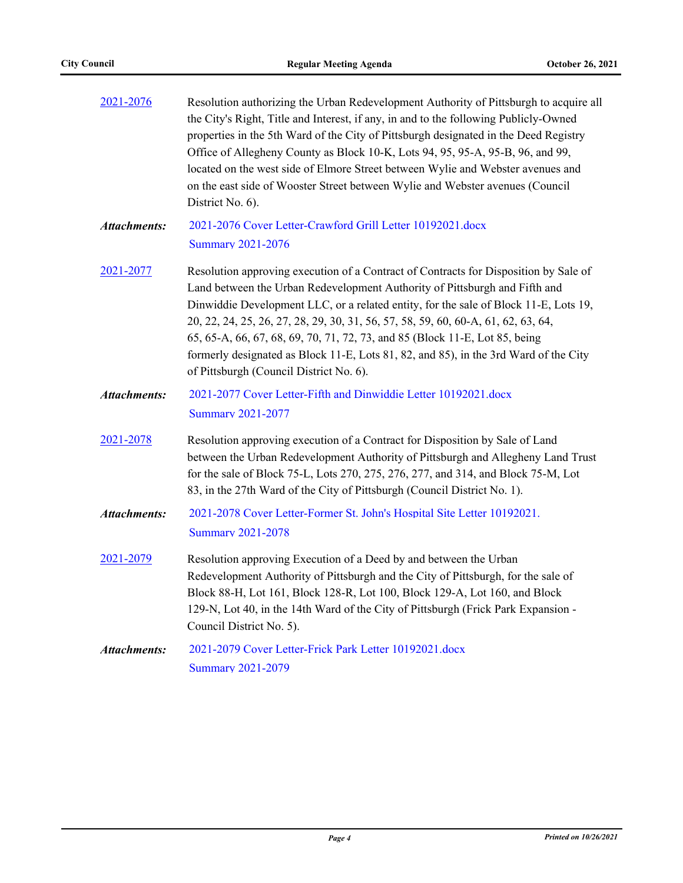2021-2076 Resolution authorizing the Urban Redevelopment Authority of Pittsburgh to acquire all the City's Right, Title and Interest, if any, in and to the following Publicly-Owned properties in the 5th Ward of the City of Pittsburgh designated in the Deed Registry Office of Allegheny County as Block 10-K, Lots 94, 95, 95-A, 95-B, 96, and 99, located on the west side of Elmore Street between Wylie and Webster avenues and on the east side of Wooster Street between Wylie and Webster avenues (Council District No. 6).

***Attachments:*** 2021-2076 Cover Letter-Crawford Grill Letter 10192021.docx
Summary 2021-2076

2021-2077 Resolution approving execution of a Contract of Contracts for Disposition by Sale of Land between the Urban Redevelopment Authority of Pittsburgh and Fifth and Dinwiddie Development LLC, or a related entity, for the sale of Block 11-E, Lots 19, 20, 22, 24, 25, 26, 27, 28, 29, 30, 31, 56, 57, 58, 59, 60, 60-A, 61, 62, 63, 64, 65, 65-A, 66, 67, 68, 69, 70, 71, 72, 73, and 85 (Block 11-E, Lot 85, being formerly designated as Block 11-E, Lots 81, 82, and 85), in the 3rd Ward of the City of Pittsburgh (Council District No. 6).

***Attachments:*** 2021-2077 Cover Letter-Fifth and Dinwiddie Letter 10192021.docx
Summary 2021-2077

2021-2078 Resolution approving execution of a Contract for Disposition by Sale of Land between the Urban Redevelopment Authority of Pittsburgh and Allegheny Land Trust for the sale of Block 75-L, Lots 270, 275, 276, 277, and 314, and Block 75-M, Lot 83, in the 27th Ward of the City of Pittsburgh (Council District No. 1).

***Attachments:*** 2021-2078 Cover Letter-Former St. John's Hospital Site Letter 10192021.
Summary 2021-2078

2021-2079 Resolution approving Execution of a Deed by and between the Urban Redevelopment Authority of Pittsburgh and the City of Pittsburgh, for the sale of Block 88-H, Lot 161, Block 128-R, Lot 100, Block 129-A, Lot 160, and Block 129-N, Lot 40, in the 14th Ward of the City of Pittsburgh (Frick Park Expansion - Council District No. 5).

***Attachments:*** 2021-2079 Cover Letter-Frick Park Letter 10192021.docx
Summary 2021-2079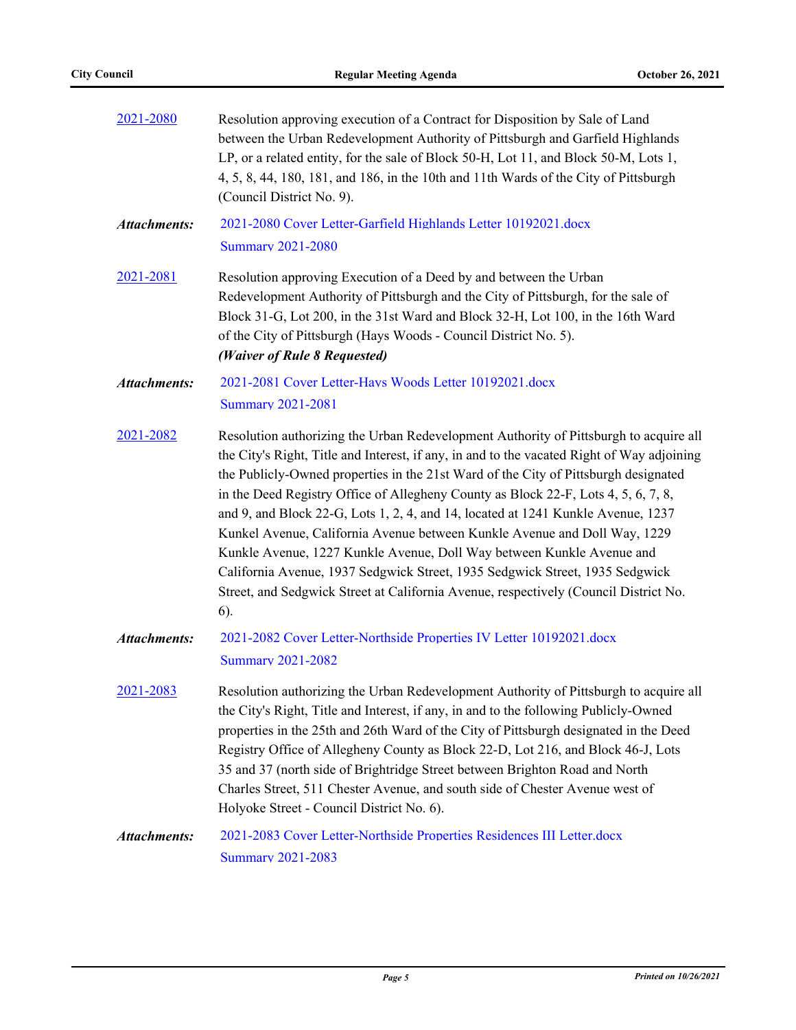2021-2080 Resolution approving execution of a Contract for Disposition by Sale of Land between the Urban Redevelopment Authority of Pittsburgh and Garfield Highlands LP, or a related entity, for the sale of Block 50-H, Lot 11, and Block 50-M, Lots 1, 4, 5, 8, 44, 180, 181, and 186, in the 10th and 11th Wards of the City of Pittsburgh (Council District No. 9).

***Attachments:*** 2021-2080 Cover Letter-Garfield Highlands Letter 10192021.docx
Summary 2021-2080

2021-2081 Resolution approving Execution of a Deed by and between the Urban Redevelopment Authority of Pittsburgh and the City of Pittsburgh, for the sale of Block 31-G, Lot 200, in the 31st Ward and Block 32-H, Lot 100, in the 16th Ward of the City of Pittsburgh (Hays Woods - Council District No. 5).
***(Waiver of Rule 8 Requested)***

***Attachments:*** 2021-2081 Cover Letter-Hays Woods Letter 10192021.docx
Summary 2021-2081

2021-2082 Resolution authorizing the Urban Redevelopment Authority of Pittsburgh to acquire all the City's Right, Title and Interest, if any, in and to the vacated Right of Way adjoining the Publicly-Owned properties in the 21st Ward of the City of Pittsburgh designated in the Deed Registry Office of Allegheny County as Block 22-F, Lots 4, 5, 6, 7, 8, and 9, and Block 22-G, Lots 1, 2, 4, and 14, located at 1241 Kunkle Avenue, 1237 Kunkel Avenue, California Avenue between Kunkle Avenue and Doll Way, 1229 Kunkle Avenue, 1227 Kunkle Avenue, Doll Way between Kunkle Avenue and California Avenue, 1937 Sedgwick Street, 1935 Sedgwick Street, 1935 Sedgwick Street, and Sedgwick Street at California Avenue, respectively (Council District No. 6).

***Attachments:*** 2021-2082 Cover Letter-Northside Properties IV Letter 10192021.docx
Summary 2021-2082

2021-2083 Resolution authorizing the Urban Redevelopment Authority of Pittsburgh to acquire all the City's Right, Title and Interest, if any, in and to the following Publicly-Owned properties in the 25th and 26th Ward of the City of Pittsburgh designated in the Deed Registry Office of Allegheny County as Block 22-D, Lot 216, and Block 46-J, Lots 35 and 37 (north side of Brightridge Street between Brighton Road and North Charles Street, 511 Chester Avenue, and south side of Chester Avenue west of Holyoke Street - Council District No. 6).

***Attachments:*** 2021-2083 Cover Letter-Northside Properties Residences III Letter.docx
Summary 2021-2083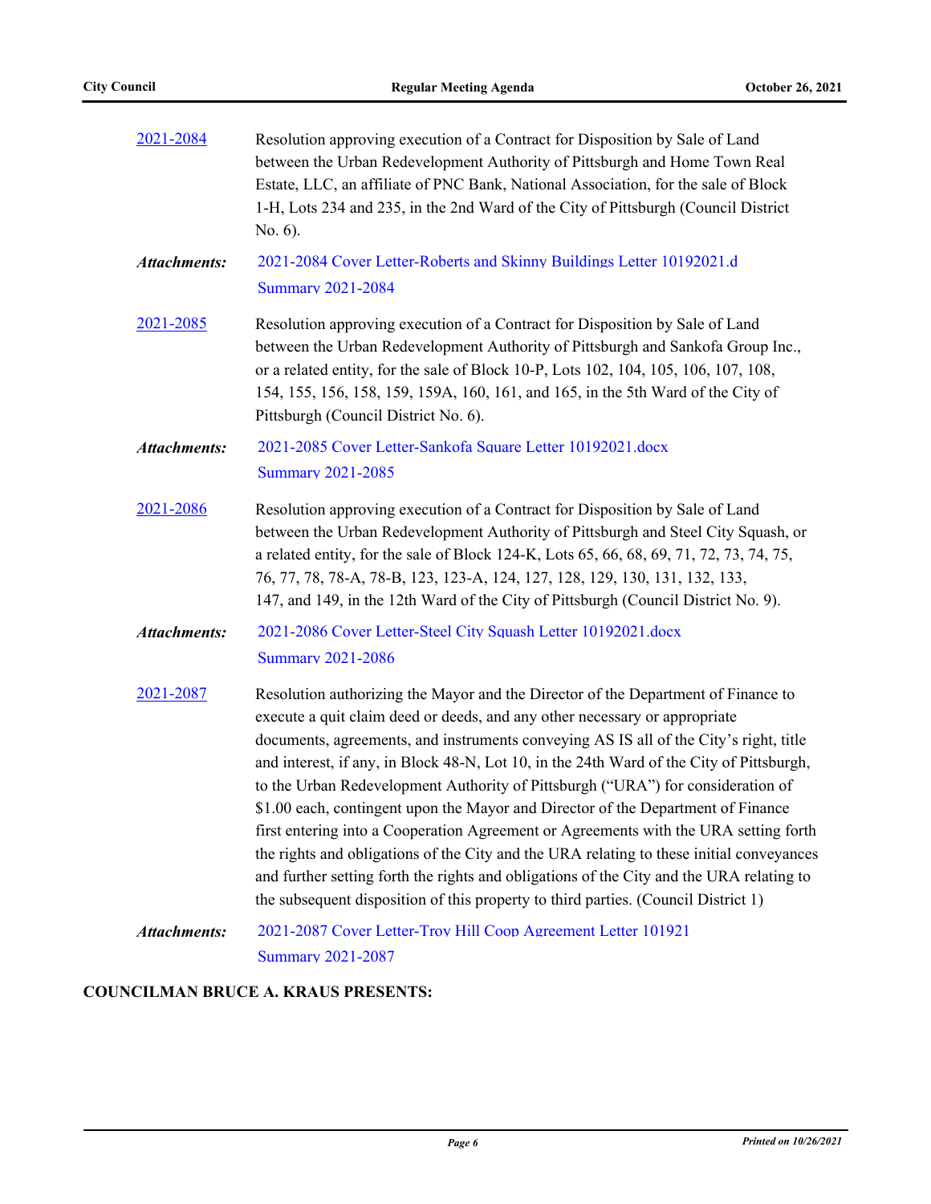2021-2084 Resolution approving execution of a Contract for Disposition by Sale of Land between the Urban Redevelopment Authority of Pittsburgh and Home Town Real Estate, LLC, an affiliate of PNC Bank, National Association, for the sale of Block 1-H, Lots 234 and 235, in the 2nd Ward of the City of Pittsburgh (Council District No. 6).

***Attachments:*** 2021-2084 Cover Letter-Roberts and Skinny Buildings Letter 10192021.d
Summary 2021-2084

2021-2085 Resolution approving execution of a Contract for Disposition by Sale of Land between the Urban Redevelopment Authority of Pittsburgh and Sankofa Group Inc., or a related entity, for the sale of Block 10-P, Lots 102, 104, 105, 106, 107, 108, 154, 155, 156, 158, 159, 159A, 160, 161, and 165, in the 5th Ward of the City of Pittsburgh (Council District No. 6).

***Attachments:*** 2021-2085 Cover Letter-Sankofa Square Letter 10192021.docx
Summary 2021-2085

2021-2086 Resolution approving execution of a Contract for Disposition by Sale of Land between the Urban Redevelopment Authority of Pittsburgh and Steel City Squash, or a related entity, for the sale of Block 124-K, Lots 65, 66, 68, 69, 71, 72, 73, 74, 75, 76, 77, 78, 78-A, 78-B, 123, 123-A, 124, 127, 128, 129, 130, 131, 132, 133, 147, and 149, in the 12th Ward of the City of Pittsburgh (Council District No. 9).

***Attachments:*** 2021-2086 Cover Letter-Steel City Squash Letter 10192021.docx
Summary 2021-2086

2021-2087 Resolution authorizing the Mayor and the Director of the Department of Finance to execute a quit claim deed or deeds, and any other necessary or appropriate documents, agreements, and instruments conveying AS IS all of the City's right, title and interest, if any, in Block 48-N, Lot 10, in the 24th Ward of the City of Pittsburgh, to the Urban Redevelopment Authority of Pittsburgh ("URA") for consideration of $1.00 each, contingent upon the Mayor and Director of the Department of Finance first entering into a Cooperation Agreement or Agreements with the URA setting forth the rights and obligations of the City and the URA relating to these initial conveyances and further setting forth the rights and obligations of the City and the URA relating to the subsequent disposition of this property to third parties. (Council District 1)

***Attachments:*** 2021-2087 Cover Letter-Troy Hill Coop Agreement Letter 101921
Summary 2021-2087

**COUNCILMAN BRUCE A. KRAUS PRESENTS:**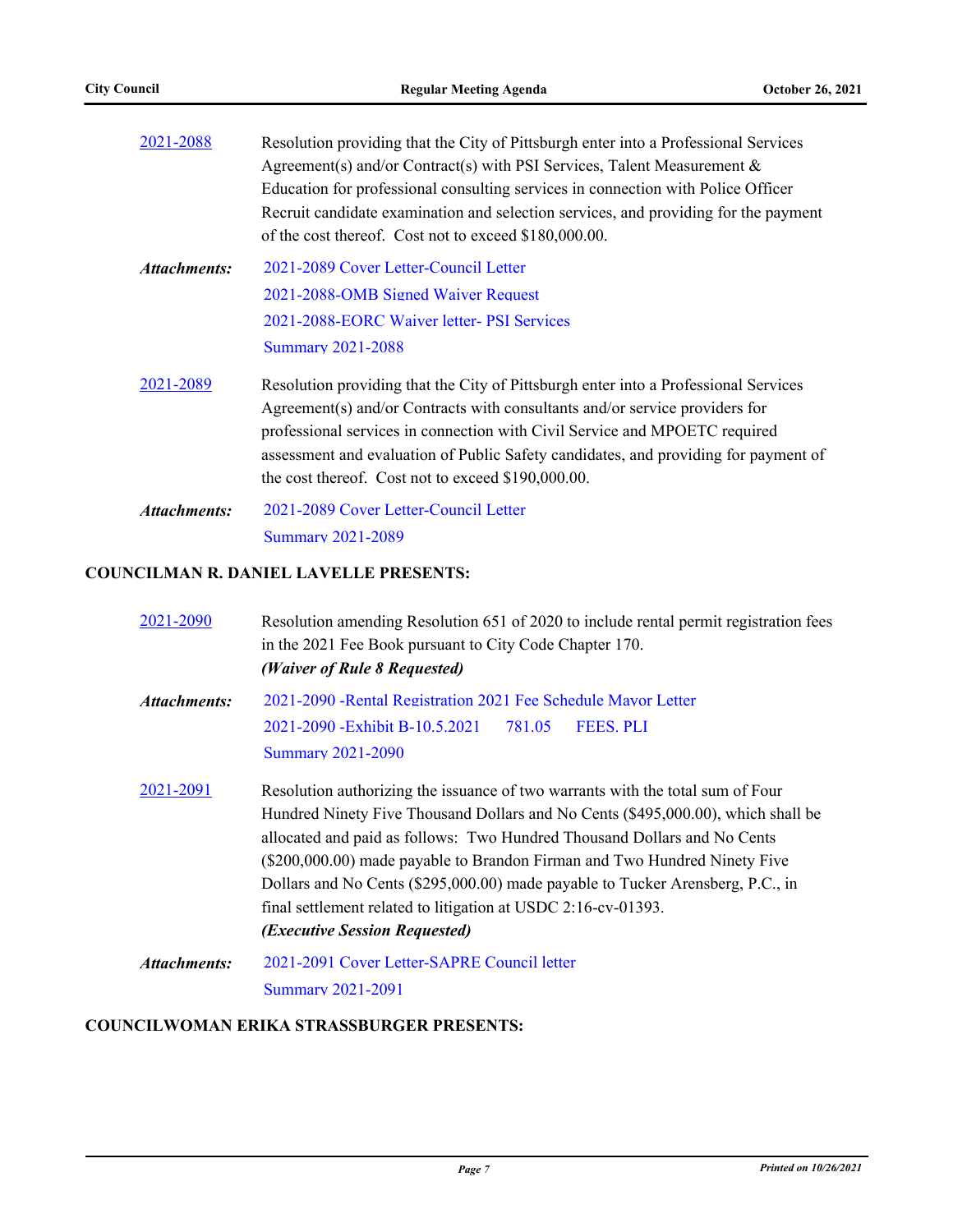2021-2088 Resolution providing that the City of Pittsburgh enter into a Professional Services Agreement(s) and/or Contract(s) with PSI Services, Talent Measurement & Education for professional consulting services in connection with Police Officer Recruit candidate examination and selection services, and providing for the payment of the cost thereof. Cost not to exceed $180,000.00.

*Attachments:* 2021-2089 Cover Letter-Council Letter
2021-2088-OMB Signed Waiver Request
2021-2088-EORC Waiver letter- PSI Services
Summary 2021-2088

2021-2089 Resolution providing that the City of Pittsburgh enter into a Professional Services Agreement(s) and/or Contracts with consultants and/or service providers for professional services in connection with Civil Service and MPOETC required assessment and evaluation of Public Safety candidates, and providing for payment of the cost thereof. Cost not to exceed $190,000.00.

*Attachments:* 2021-2089 Cover Letter-Council Letter
Summary 2021-2089

**COUNCILMAN R. DANIEL LAVELLE PRESENTS:**

2021-2090 Resolution amending Resolution 651 of 2020 to include rental permit registration fees in the 2021 Fee Book pursuant to City Code Chapter 170.
***(Waiver of Rule 8 Requested)***

*Attachments:* 2021-2090 -Rental Registration 2021 Fee Schedule Mayor Letter
2021-2090 -Exhibit B-10.5.2021 781.05 FEES. PLI
Summary 2021-2090

2021-2091 Resolution authorizing the issuance of two warrants with the total sum of Four Hundred Ninety Five Thousand Dollars and No Cents ($495,000.00), which shall be allocated and paid as follows: Two Hundred Thousand Dollars and No Cents ($200,000.00) made payable to Brandon Firman and Two Hundred Ninety Five Dollars and No Cents ($295,000.00) made payable to Tucker Arensberg, P.C., in final settlement related to litigation at USDC 2:16-cv-01393.
***(Executive Session Requested)***

*Attachments:* 2021-2091 Cover Letter-SAPRE Council letter
Summary 2021-2091

**COUNCILWOMAN ERIKA STRASSBURGER PRESENTS:**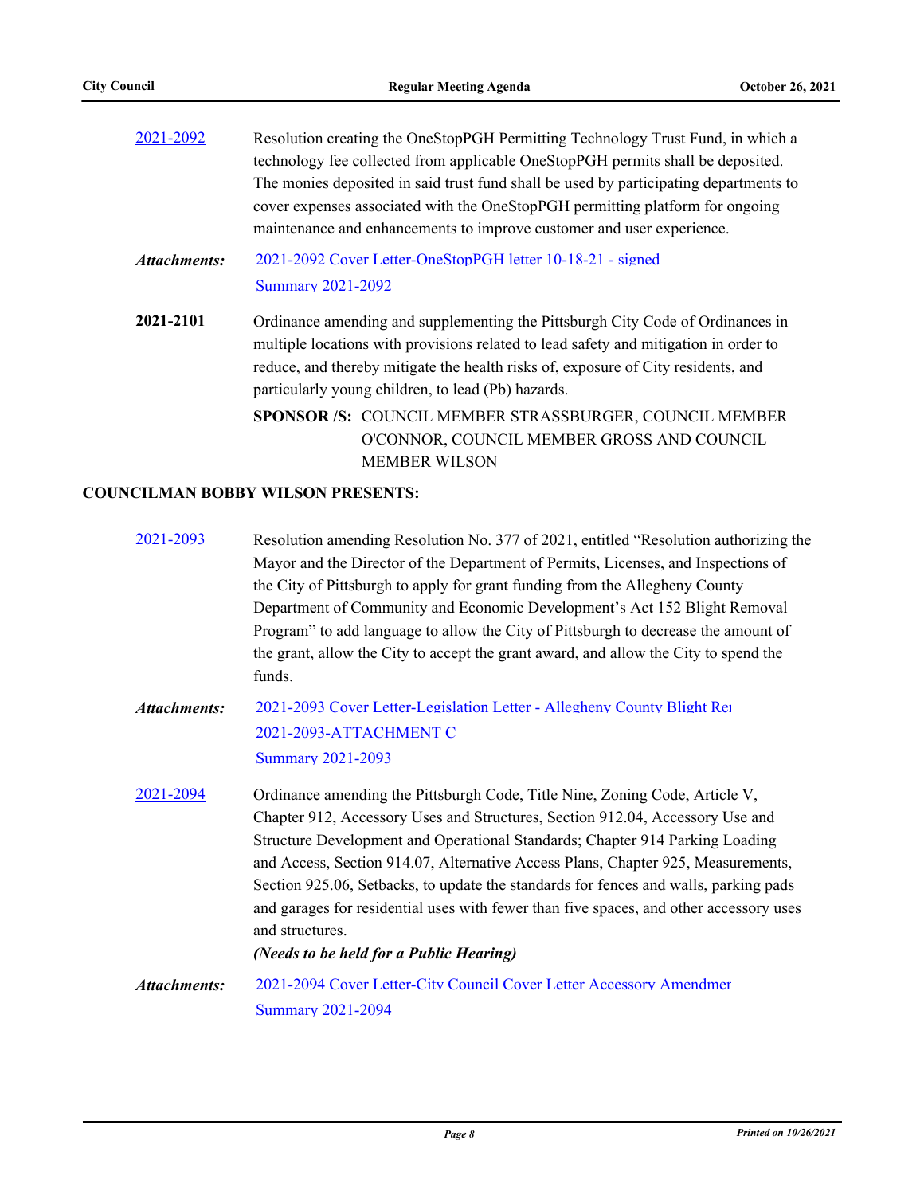[2021-2092](2021-2092) Resolution creating the OneStopPGH Permitting Technology Trust Fund, in which a technology fee collected from applicable OneStopPGH permits shall be deposited. The monies deposited in said trust fund shall be used by participating departments to cover expenses associated with the OneStopPGH permitting platform for ongoing maintenance and enhancements to improve customer and user experience.

***Attachments:*** 2021-2092 Cover Letter-OneStopPGH letter 10-18-21 - signed
Summary 2021-2092

**2021-2101** Ordinance amending and supplementing the Pittsburgh City Code of Ordinances in multiple locations with provisions related to lead safety and mitigation in order to reduce, and thereby mitigate the health risks of, exposure of City residents, and particularly young children, to lead (Pb) hazards.

**SPONSOR /S:** COUNCIL MEMBER STRASSBURGER, COUNCIL MEMBER O'CONNOR, COUNCIL MEMBER GROSS AND COUNCIL MEMBER WILSON

**COUNCILMAN BOBBY WILSON PRESENTS:**

2021-2093 Resolution amending Resolution No. 377 of 2021, entitled "Resolution authorizing the Mayor and the Director of the Department of Permits, Licenses, and Inspections of the City of Pittsburgh to apply for grant funding from the Allegheny County Department of Community and Economic Development's Act 152 Blight Removal Program" to add language to allow the City of Pittsburgh to decrease the amount of the grant, allow the City to accept the grant award, and allow the City to spend the funds.

***Attachments:*** 2021-2093 Cover Letter-Legislation Letter - Allegheny County Blight Rei
2021-2093-ATTACHMENT C
Summary 2021-2093

2021-2094 Ordinance amending the Pittsburgh Code, Title Nine, Zoning Code, Article V, Chapter 912, Accessory Uses and Structures, Section 912.04, Accessory Use and Structure Development and Operational Standards; Chapter 914 Parking Loading and Access, Section 914.07, Alternative Access Plans, Chapter 925, Measurements, Section 925.06, Setbacks, to update the standards for fences and walls, parking pads and garages for residential uses with fewer than five spaces, and other accessory uses and structures.

***(Needs to be held for a Public Hearing)***

***Attachments:*** 2021-2094 Cover Letter-City Council Cover Letter Accessory Amendmer
Summary 2021-2094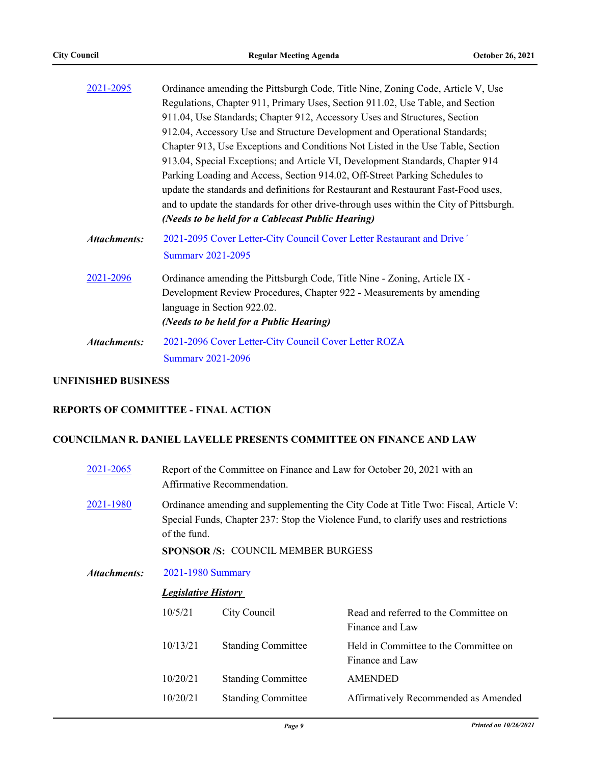[2021-2095](#) Ordinance amending the Pittsburgh Code, Title Nine, Zoning Code, Article V, Use Regulations, Chapter 911, Primary Uses, Section 911.02, Use Table, and Section 911.04, Use Standards; Chapter 912, Accessory Uses and Structures, Section 912.04, Accessory Use and Structure Development and Operational Standards; Chapter 913, Use Exceptions and Conditions Not Listed in the Use Table, Section 913.04, Special Exceptions; and Article VI, Development Standards, Chapter 914 Parking Loading and Access, Section 914.02, Off-Street Parking Schedules to update the standards and definitions for Restaurant and Restaurant Fast-Food uses, and to update the standards for other drive-through uses within the City of Pittsburgh.
***(Needs to be held for a Cablecast Public Hearing)***

***Attachments:*** 2021-2095 Cover Letter-City Council Cover Letter Restaurant and Drive´
Summary 2021-2095

[2021-2096](#) Ordinance amending the Pittsburgh Code, Title Nine - Zoning, Article IX - Development Review Procedures, Chapter 922 - Measurements by amending language in Section 922.02.
***(Needs to be held for a Public Hearing)***

***Attachments:*** 2021-2096 Cover Letter-City Council Cover Letter ROZA
Summary 2021-2096

**UNFINISHED BUSINESS**

**REPORTS OF COMMITTEE - FINAL ACTION**

**COUNCILMAN R. DANIEL LAVELLE PRESENTS COMMITTEE ON FINANCE AND LAW**

[2021-2065](#) Report of the Committee on Finance and Law for October 20, 2021 with an Affirmative Recommendation.

[2021-1980](#) Ordinance amending and supplementing the City Code at Title Two: Fiscal, Article V: Special Funds, Chapter 237: Stop the Violence Fund, to clarify uses and restrictions of the fund.

**SPONSOR /S:** COUNCIL MEMBER BURGESS

***Attachments:*** 2021-1980 Summary

***Legislative History***

| | | |
|---|---|---|
| 10/5/21 | City Council | Read and referred to the Committee on Finance and Law |
| 10/13/21 | Standing Committee | Held in Committee to the Committee on Finance and Law |
| 10/20/21 | Standing Committee | AMENDED |
| 10/20/21 | Standing Committee | Affirmatively Recommended as Amended |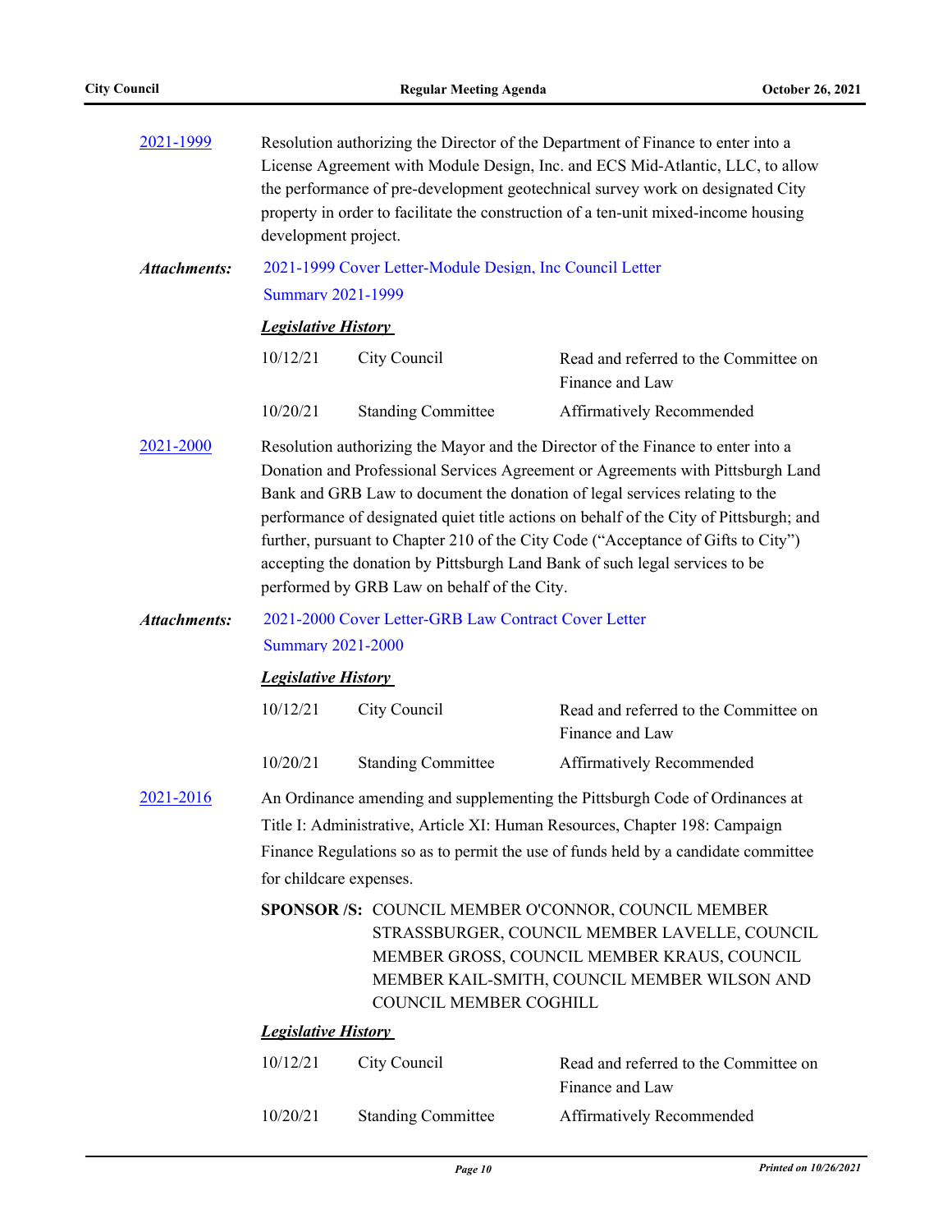[2021-1999](#) Resolution authorizing the Director of the Department of Finance to enter into a License Agreement with Module Design, Inc. and ECS Mid-Atlantic, LLC, to allow the performance of pre-development geotechnical survey work on designated City property in order to facilitate the construction of a ten-unit mixed-income housing development project.

***Attachments:*** [2021-1999 Cover Letter-Module Design, Inc Council Letter](#)
[Summary 2021-1999](#)

***Legislative History***

| | | |
|---|---|---|
| 10/12/21 | City Council | Read and referred to the Committee on Finance and Law |
| 10/20/21 | Standing Committee | Affirmatively Recommended |

[2021-2000](#) Resolution authorizing the Mayor and the Director of the Finance to enter into a Donation and Professional Services Agreement or Agreements with Pittsburgh Land Bank and GRB Law to document the donation of legal services relating to the performance of designated quiet title actions on behalf of the City of Pittsburgh; and further, pursuant to Chapter 210 of the City Code ("Acceptance of Gifts to City") accepting the donation by Pittsburgh Land Bank of such legal services to be performed by GRB Law on behalf of the City.

***Attachments:*** [2021-2000 Cover Letter-GRB Law Contract Cover Letter](#)
[Summary 2021-2000](#)

***Legislative History***

| | | |
|---|---|---|
| 10/12/21 | City Council | Read and referred to the Committee on Finance and Law |
| 10/20/21 | Standing Committee | Affirmatively Recommended |

[2021-2016](#) An Ordinance amending and supplementing the Pittsburgh Code of Ordinances at Title I: Administrative, Article XI: Human Resources, Chapter 198: Campaign Finance Regulations so as to permit the use of funds held by a candidate committee for childcare expenses.

**SPONSOR /S:** COUNCIL MEMBER O'CONNOR, COUNCIL MEMBER STRASSBURGER, COUNCIL MEMBER LAVELLE, COUNCIL MEMBER GROSS, COUNCIL MEMBER KRAUS, COUNCIL MEMBER KAIL-SMITH, COUNCIL MEMBER WILSON AND COUNCIL MEMBER COGHILL

***Legislative History***

| | | |
|---|---|---|
| 10/12/21 | City Council | Read and referred to the Committee on Finance and Law |
| 10/20/21 | Standing Committee | Affirmatively Recommended |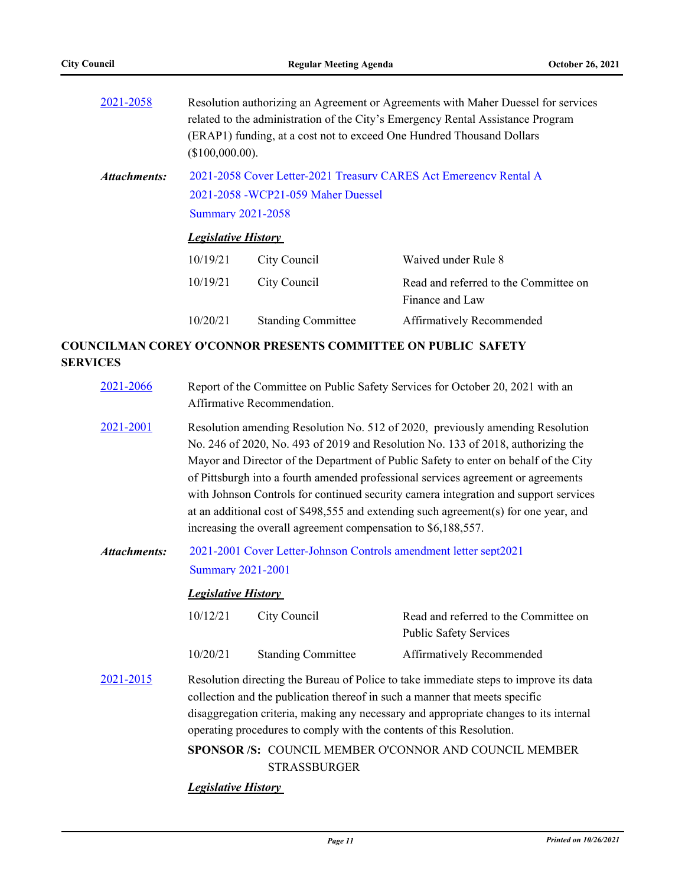2021-2058 Resolution authorizing an Agreement or Agreements with Maher Duessel for services related to the administration of the City's Emergency Rental Assistance Program (ERAP1) funding, at a cost not to exceed One Hundred Thousand Dollars ($100,000.00).

***Attachments:*** 2021-2058 Cover Letter-2021 Treasury CARES Act Emergency Rental A
2021-2058 -WCP21-059 Maher Duessel
Summary 2021-2058

***Legislative History***

| | | |
|---|---|---|
| 10/19/21 | City Council | Waived under Rule 8 |
| 10/19/21 | City Council | Read and referred to the Committee on Finance and Law |
| 10/20/21 | Standing Committee | Affirmatively Recommended |

**COUNCILMAN COREY O'CONNOR PRESENTS COMMITTEE ON PUBLIC SAFETY SERVICES**

2021-2066 Report of the Committee on Public Safety Services for October 20, 2021 with an Affirmative Recommendation.

2021-2001 Resolution amending Resolution No. 512 of 2020, previously amending Resolution No. 246 of 2020, No. 493 of 2019 and Resolution No. 133 of 2018, authorizing the Mayor and Director of the Department of Public Safety to enter on behalf of the City of Pittsburgh into a fourth amended professional services agreement or agreements with Johnson Controls for continued security camera integration and support services at an additional cost of $498,555 and extending such agreement(s) for one year, and increasing the overall agreement compensation to $6,188,557.

***Attachments:*** 2021-2001 Cover Letter-Johnson Controls amendment letter sept2021
Summary 2021-2001

***Legislative History***

| | | |
|---|---|---|
| 10/12/21 | City Council | Read and referred to the Committee on Public Safety Services |
| 10/20/21 | Standing Committee | Affirmatively Recommended |

2021-2015 Resolution directing the Bureau of Police to take immediate steps to improve its data collection and the publication thereof in such a manner that meets specific disaggregation criteria, making any necessary and appropriate changes to its internal operating procedures to comply with the contents of this Resolution.

**SPONSOR /S:** COUNCIL MEMBER O'CONNOR AND COUNCIL MEMBER STRASSBURGER

***Legislative History***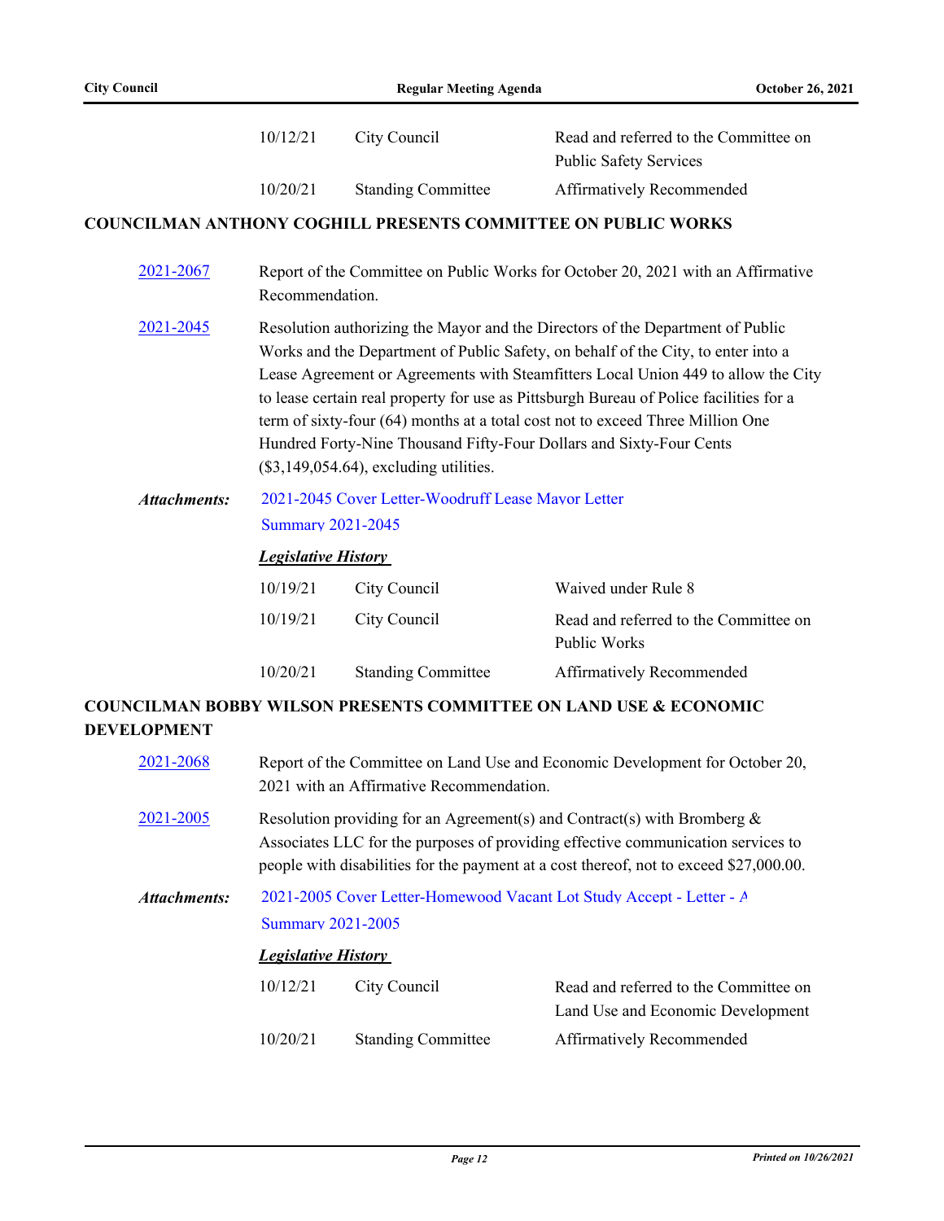| | | |
|---|---|---|
| 10/12/21 | City Council | Read and referred to the Committee on Public Safety Services |
| 10/20/21 | Standing Committee | Affirmatively Recommended |

## COUNCILMAN ANTHONY COGHILL PRESENTS COMMITTEE ON PUBLIC WORKS

[2021-2067](2021-2067) Report of the Committee on Public Works for October 20, 2021 with an Affirmative Recommendation.

[2021-2045](2021-2045) Resolution authorizing the Mayor and the Directors of the Department of Public Works and the Department of Public Safety, on behalf of the City, to enter into a Lease Agreement or Agreements with Steamfitters Local Union 449 to allow the City to lease certain real property for use as Pittsburgh Bureau of Police facilities for a term of sixty-four (64) months at a total cost not to exceed Three Million One Hundred Forty-Nine Thousand Fifty-Four Dollars and Sixty-Four Cents ($3,149,054.64), excluding utilities.

***Attachments:*** 2021-2045 Cover Letter-Woodruff Lease Mayor Letter
Summary 2021-2045

***Legislative History***

| | | |
|---|---|---|
| 10/19/21 | City Council | Waived under Rule 8 |
| 10/19/21 | City Council | Read and referred to the Committee on Public Works |
| 10/20/21 | Standing Committee | Affirmatively Recommended |

## COUNCILMAN BOBBY WILSON PRESENTS COMMITTEE ON LAND USE & ECONOMIC DEVELOPMENT

[2021-2068](2021-2068) Report of the Committee on Land Use and Economic Development for October 20, 2021 with an Affirmative Recommendation.

[2021-2005](2021-2005) Resolution providing for an Agreement(s) and Contract(s) with Bromberg & Associates LLC for the purposes of providing effective communication services to people with disabilities for the payment at a cost thereof, not to exceed $27,000.00.

***Attachments:*** 2021-2005 Cover Letter-Homewood Vacant Lot Study Accept - Letter - A
Summary 2021-2005

***Legislative History***

| | | |
|---|---|---|
| 10/12/21 | City Council | Read and referred to the Committee on Land Use and Economic Development |
| 10/20/21 | Standing Committee | Affirmatively Recommended |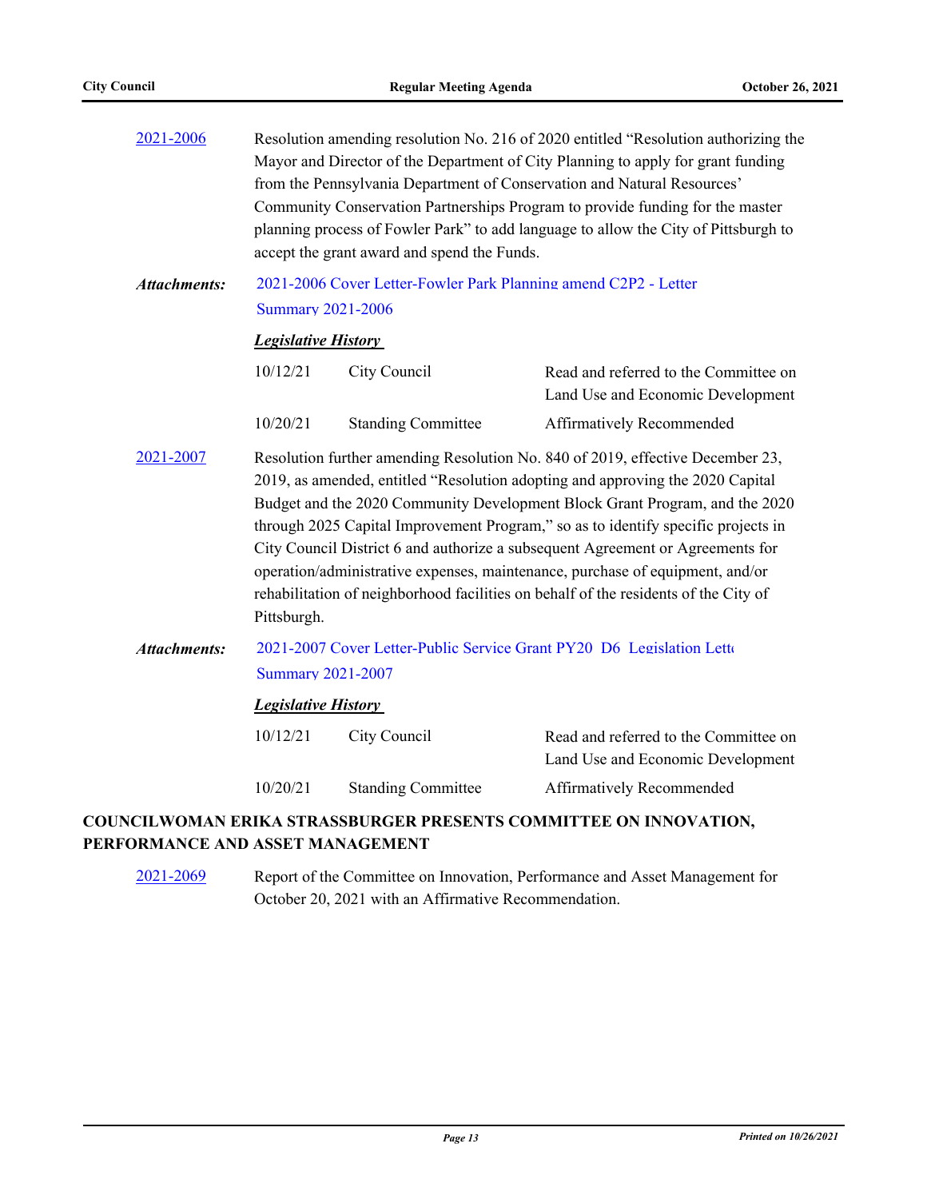2021-2006 Resolution amending resolution No. 216 of 2020 entitled "Resolution authorizing the Mayor and Director of the Department of City Planning to apply for grant funding from the Pennsylvania Department of Conservation and Natural Resources' Community Conservation Partnerships Program to provide funding for the master planning process of Fowler Park" to add language to allow the City of Pittsburgh to accept the grant award and spend the Funds.

***Attachments:*** 2021-2006 Cover Letter-Fowler Park Planning amend C2P2 - Letter
Summary 2021-2006

***Legislative History***

| | | |
|---|---|---|
| 10/12/21 | City Council | Read and referred to the Committee on Land Use and Economic Development |
| 10/20/21 | Standing Committee | Affirmatively Recommended |

2021-2007 Resolution further amending Resolution No. 840 of 2019, effective December 23, 2019, as amended, entitled "Resolution adopting and approving the 2020 Capital Budget and the 2020 Community Development Block Grant Program, and the 2020 through 2025 Capital Improvement Program," so as to identify specific projects in City Council District 6 and authorize a subsequent Agreement or Agreements for operation/administrative expenses, maintenance, purchase of equipment, and/or rehabilitation of neighborhood facilities on behalf of the residents of the City of Pittsburgh.

***Attachments:*** 2021-2007 Cover Letter-Public Service Grant PY20 D6 Legislation Lett
Summary 2021-2007

***Legislative History***

| | | |
|---|---|---|
| 10/12/21 | City Council | Read and referred to the Committee on Land Use and Economic Development |
| 10/20/21 | Standing Committee | Affirmatively Recommended |

**COUNCILWOMAN ERIKA STRASSBURGER PRESENTS COMMITTEE ON INNOVATION, PERFORMANCE AND ASSET MANAGEMENT**

2021-2069 Report of the Committee on Innovation, Performance and Asset Management for October 20, 2021 with an Affirmative Recommendation.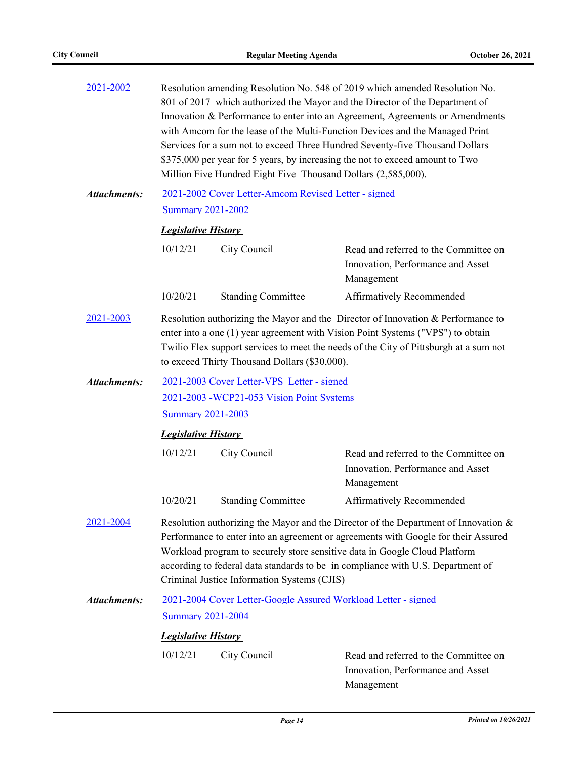2021-2002 Resolution amending Resolution No. 548 of 2019 which amended Resolution No. 801 of 2017 which authorized the Mayor and the Director of the Department of Innovation & Performance to enter into an Agreement, Agreements or Amendments with Amcom for the lease of the Multi-Function Devices and the Managed Print Services for a sum not to exceed Three Hundred Seventy-five Thousand Dollars $375,000 per year for 5 years, by increasing the not to exceed amount to Two Million Five Hundred Eight Five Thousand Dollars (2,585,000).

***Attachments:*** 2021-2002 Cover Letter-Amcom Revised Letter - signed
Summary 2021-2002

***Legislative History***

| | | |
|---|---|---|
| 10/12/21 | City Council | Read and referred to the Committee on Innovation, Performance and Asset Management |
| 10/20/21 | Standing Committee | Affirmatively Recommended |

2021-2003 Resolution authorizing the Mayor and the Director of Innovation & Performance to enter into a one (1) year agreement with Vision Point Systems ("VPS") to obtain Twilio Flex support services to meet the needs of the City of Pittsburgh at a sum not to exceed Thirty Thousand Dollars ($30,000).

***Attachments:*** 2021-2003 Cover Letter-VPS Letter - signed
2021-2003 -WCP21-053 Vision Point Systems
Summary 2021-2003

***Legislative History***

| | | |
|---|---|---|
| 10/12/21 | City Council | Read and referred to the Committee on Innovation, Performance and Asset Management |
| 10/20/21 | Standing Committee | Affirmatively Recommended |

2021-2004 Resolution authorizing the Mayor and the Director of the Department of Innovation & Performance to enter into an agreement or agreements with Google for their Assured Workload program to securely store sensitive data in Google Cloud Platform according to federal data standards to be in compliance with U.S. Department of Criminal Justice Information Systems (CJIS)

***Attachments:*** 2021-2004 Cover Letter-Google Assured Workload Letter - signed
Summary 2021-2004

***Legislative History***

| | | |
|---|---|---|
| 10/12/21 | City Council | Read and referred to the Committee on Innovation, Performance and Asset Management |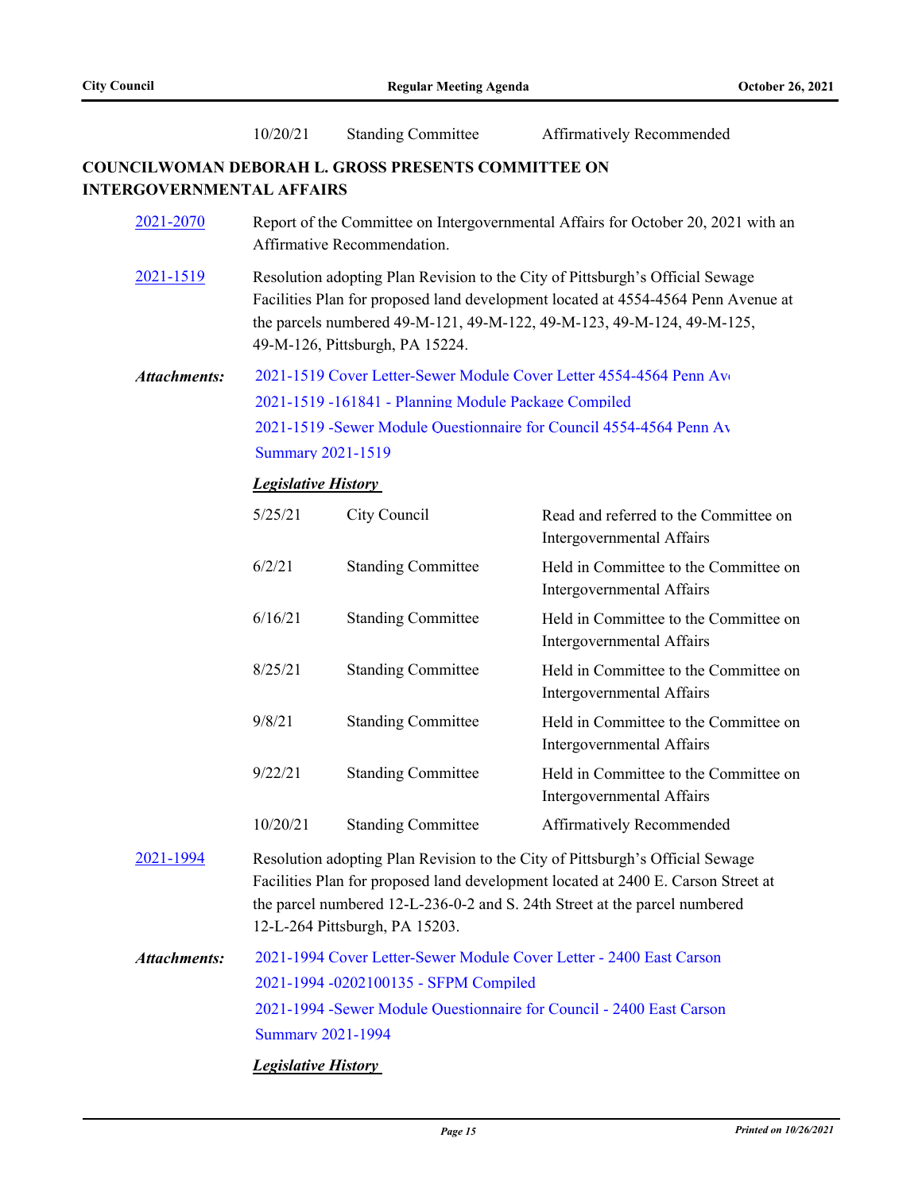| | | |
|---|---|---|
| 10/20/21 | Standing Committee | Affirmatively Recommended |

## COUNCILWOMAN DEBORAH L. GROSS PRESENTS COMMITTEE ON INTERGOVERNMENTAL AFFAIRS

**2021-2070** Report of the Committee on Intergovernmental Affairs for October 20, 2021 with an Affirmative Recommendation.

**2021-1519** Resolution adopting Plan Revision to the City of Pittsburgh's Official Sewage Facilities Plan for proposed land development located at 4554-4564 Penn Avenue at the parcels numbered 49-M-121, 49-M-122, 49-M-123, 49-M-124, 49-M-125, 49-M-126, Pittsburgh, PA 15224.

***Attachments:***
2021-1519 Cover Letter-Sewer Module Cover Letter 4554-4564 Penn Av
2021-1519 -161841 - Planning Module Package Compiled
2021-1519 -Sewer Module Questionnaire for Council 4554-4564 Penn Av
Summary 2021-1519

***Legislative History***

| Date | Body | Action |
|---|---|---|
| 5/25/21 | City Council | Read and referred to the Committee on Intergovernmental Affairs |
| 6/2/21 | Standing Committee | Held in Committee to the Committee on Intergovernmental Affairs |
| 6/16/21 | Standing Committee | Held in Committee to the Committee on Intergovernmental Affairs |
| 8/25/21 | Standing Committee | Held in Committee to the Committee on Intergovernmental Affairs |
| 9/8/21 | Standing Committee | Held in Committee to the Committee on Intergovernmental Affairs |
| 9/22/21 | Standing Committee | Held in Committee to the Committee on Intergovernmental Affairs |
| 10/20/21 | Standing Committee | Affirmatively Recommended |

**2021-1994** Resolution adopting Plan Revision to the City of Pittsburgh's Official Sewage Facilities Plan for proposed land development located at 2400 E. Carson Street at the parcel numbered 12-L-236-0-2 and S. 24th Street at the parcel numbered 12-L-264 Pittsburgh, PA 15203.

***Attachments:***
2021-1994 Cover Letter-Sewer Module Cover Letter - 2400 East Carson
2021-1994 -0202100135 - SFPM Compiled
2021-1994 -Sewer Module Questionnaire for Council - 2400 East Carson
Summary 2021-1994

***Legislative History***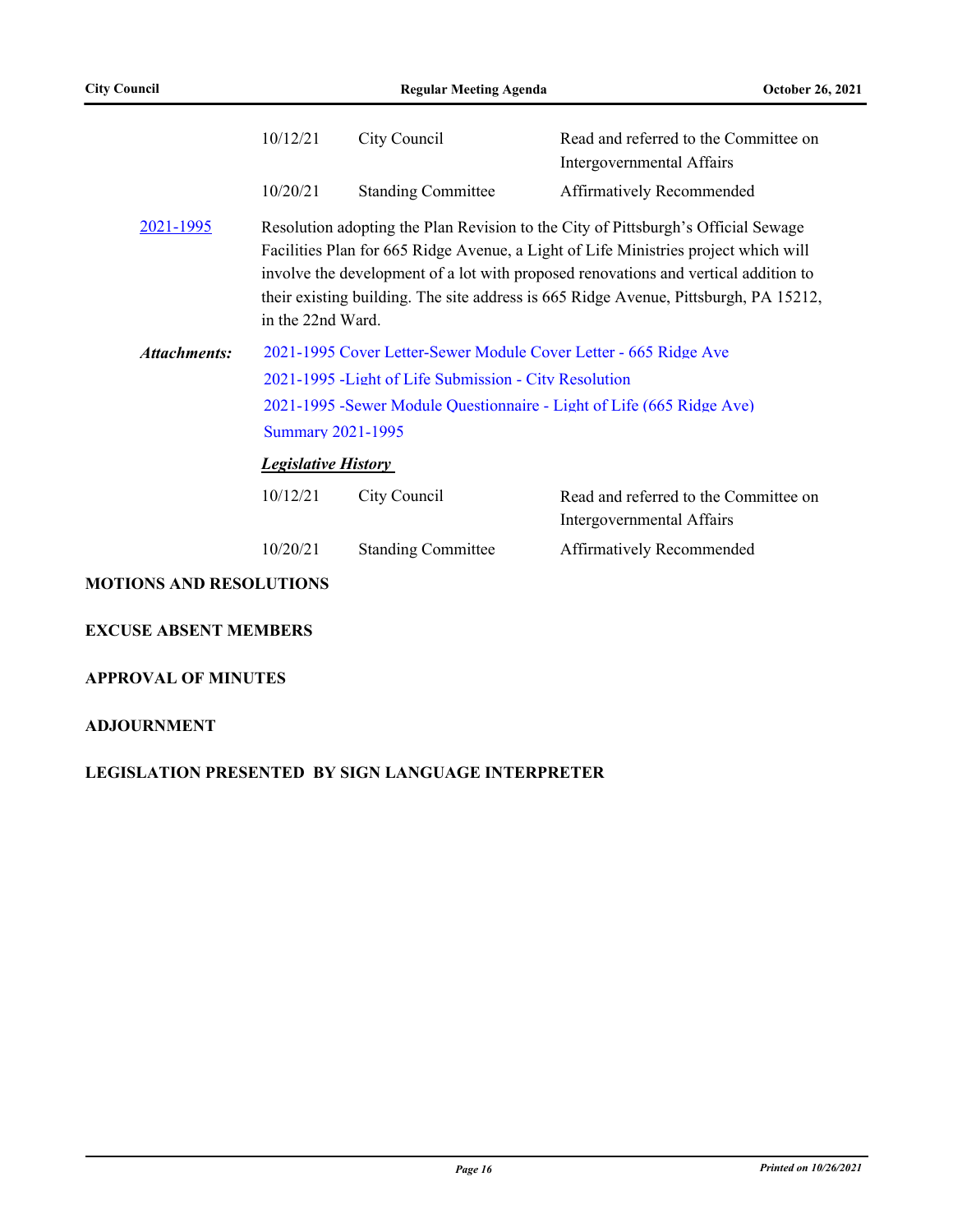| | | |
|---|---|---|
| 10/12/21 | City Council | Read and referred to the Committee on Intergovernmental Affairs |
| 10/20/21 | Standing Committee | Affirmatively Recommended |

2021-1995 Resolution adopting the Plan Revision to the City of Pittsburgh's Official Sewage Facilities Plan for 665 Ridge Avenue, a Light of Life Ministries project which will involve the development of a lot with proposed renovations and vertical addition to their existing building. The site address is 665 Ridge Avenue, Pittsburgh, PA 15212, in the 22nd Ward.

***Attachments:***

2021-1995 Cover Letter-Sewer Module Cover Letter - 665 Ridge Ave
2021-1995 -Light of Life Submission - City Resolution
2021-1995 -Sewer Module Questionnaire - Light of Life (665 Ridge Ave)
Summary 2021-1995

***Legislative History***

| | | |
|---|---|---|
| 10/12/21 | City Council | Read and referred to the Committee on Intergovernmental Affairs |
| 10/20/21 | Standing Committee | Affirmatively Recommended |

**MOTIONS AND RESOLUTIONS**

**EXCUSE ABSENT MEMBERS**

**APPROVAL OF MINUTES**

**ADJOURNMENT**

**LEGISLATION PRESENTED BY SIGN LANGUAGE INTERPRETER**